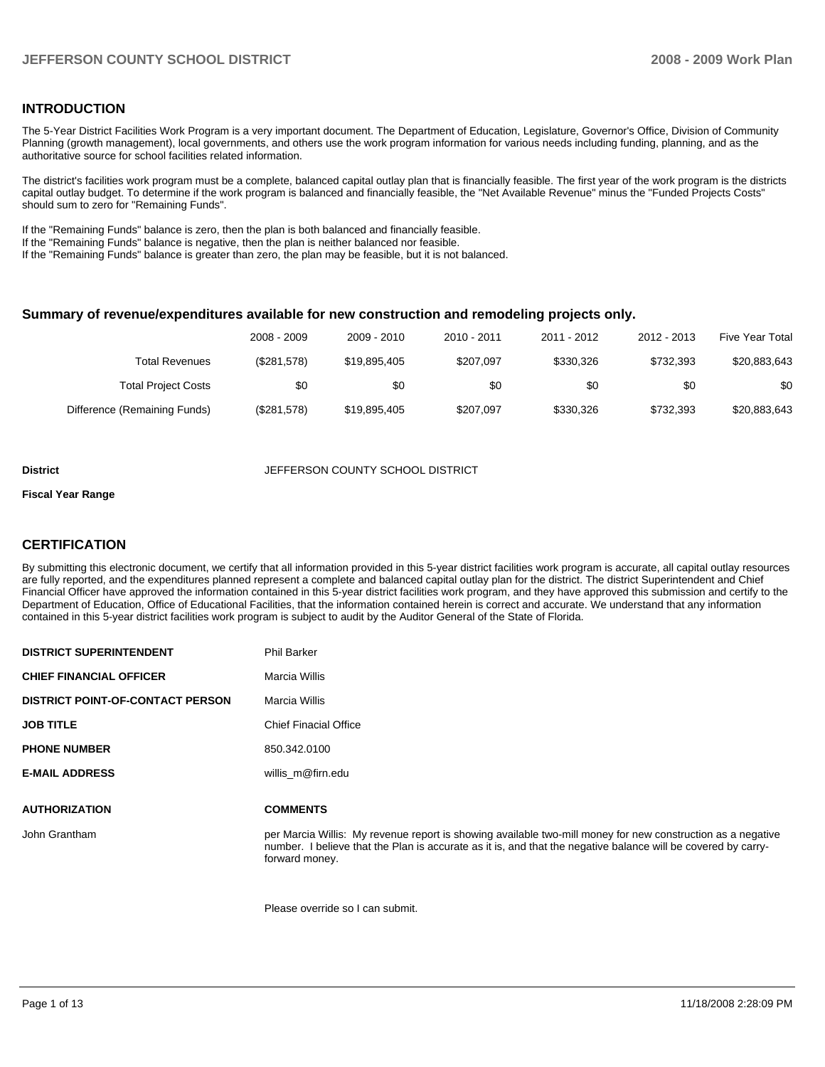## INTRODUCTION

The 5-Year District Facilities Work Program is a very important document. The Department of Education, Legislature, Governor's Office, Division of Community Planning (growth management), local governments, and others use the work program information for various needs including funding, planning, and as the authoritative source for school facilities related information.

The district's facilities work program must be a complete, balanced capital outlay plan that is financially feasible. The first year of the work program is the districts capital outlay budget. To determine if the work program is balanced and financially feasible, the "Net Available Revenue" minus the "Funded Projects Costs" should sum to zero for "Remaining Funds".

If the "Remaining Funds" balance is zero, then the plan is both balanced and financially feasible.
If the "Remaining Funds" balance is negative, then the plan is neither balanced nor feasible.
If the "Remaining Funds" balance is greater than zero, the plan may be feasible, but it is not balanced.

### Summary of revenue/expenditures available for new construction and remodeling projects only.

| | 2008 - 2009 | 2009 - 2010 | 2010 - 2011 | 2011 - 2012 | 2012 - 2013 | Five Year Total |
|---|---|---|---|---|---|---|
| Total Revenues | ($281,578) | $19,895,405 | $207,097 | $330,326 | $732,393 | $20,883,643 |
| Total Project Costs | $0 | $0 | $0 | $0 | $0 | $0 |
| Difference (Remaining Funds) | ($281,578) | $19,895,405 | $207,097 | $330,326 | $732,393 | $20,883,643 |

**District** JEFFERSON COUNTY SCHOOL DISTRICT

**Fiscal Year Range**

## CERTIFICATION

By submitting this electronic document, we certify that all information provided in this 5-year district facilities work program is accurate, all capital outlay resources are fully reported, and the expenditures planned represent a complete and balanced capital outlay plan for the district. The district Superintendent and Chief Financial Officer have approved the information contained in this 5-year district facilities work program, and they have approved this submission and certify to the Department of Education, Office of Educational Facilities, that the information contained herein is correct and accurate. We understand that any information contained in this 5-year district facilities work program is subject to audit by the Auditor General of the State of Florida.

| | |
|---|---|
| **DISTRICT SUPERINTENDENT** | Phil Barker |
| **CHIEF FINANCIAL OFFICER** | Marcia Willis |
| **DISTRICT POINT-OF-CONTACT PERSON** | Marcia Willis |
| **JOB TITLE** | Chief Finacial Office |
| **PHONE NUMBER** | 850.342.0100 |
| **E-MAIL ADDRESS** | willis_m@firn.edu |

| **AUTHORIZATION** | **COMMENTS** |
|---|---|
| John Grantham | per Marcia Willis: My revenue report is showing available two-mill money for new construction as a negative number. I believe that the Plan is accurate as it is, and that the negative balance will be covered by carry-forward money.<br><br>Please override so I can submit. |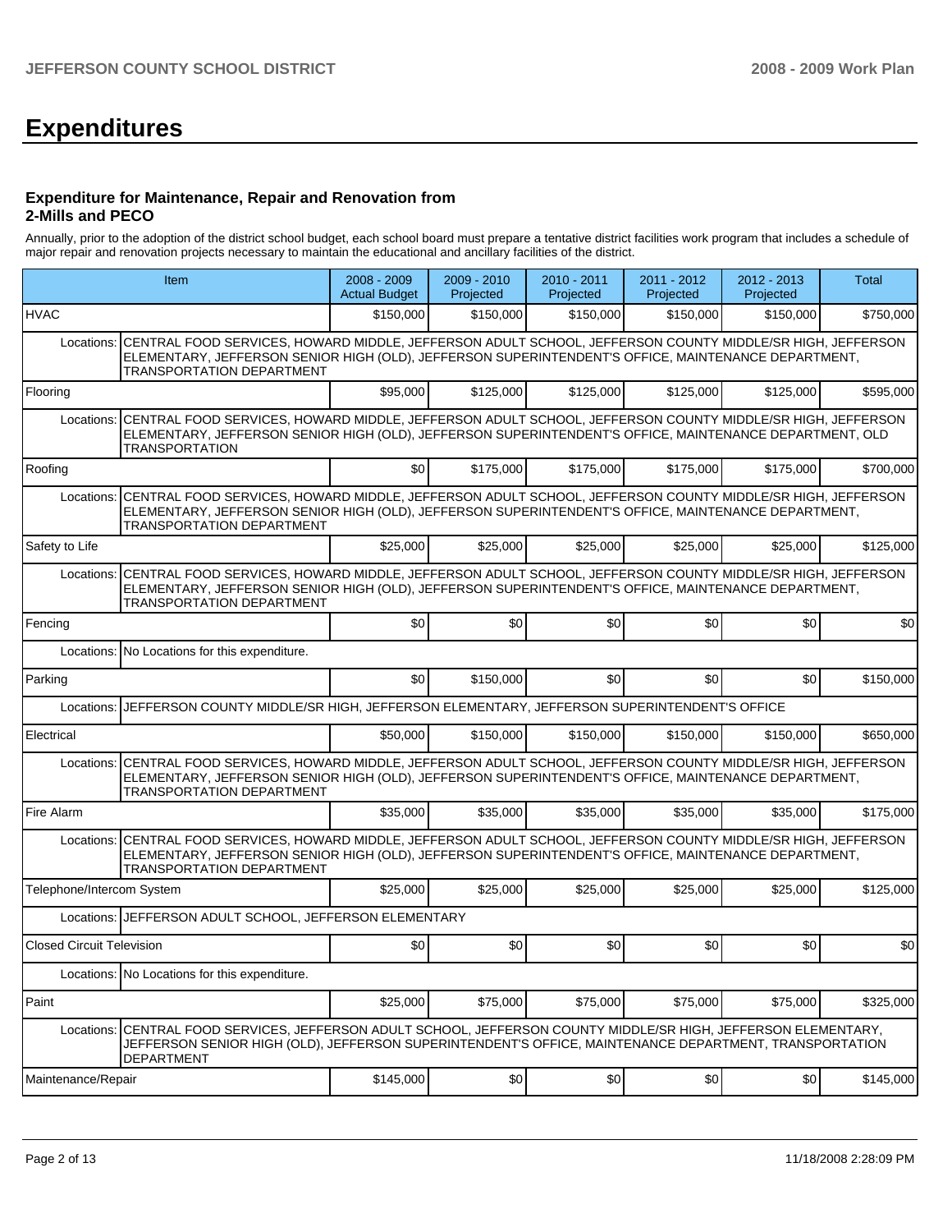# Expenditures

### Expenditure for Maintenance, Repair and Renovation from 2-Mills and PECO

Annually, prior to the adoption of the district school budget, each school board must prepare a tentative district facilities work program that includes a schedule of major repair and renovation projects necessary to maintain the educational and ancillary facilities of the district.

| Item | 2008 - 2009 Actual Budget | 2009 - 2010 Projected | 2010 - 2011 Projected | 2011 - 2012 Projected | 2012 - 2013 Projected | Total |
|---|---|---|---|---|---|---|
| HVAC | $150,000 | $150,000 | $150,000 | $150,000 | $150,000 | $750,000 |
| Locations: CENTRAL FOOD SERVICES, HOWARD MIDDLE, JEFFERSON ADULT SCHOOL, JEFFERSON COUNTY MIDDLE/SR HIGH, JEFFERSON ELEMENTARY, JEFFERSON SENIOR HIGH (OLD), JEFFERSON SUPERINTENDENT'S OFFICE, MAINTENANCE DEPARTMENT, TRANSPORTATION DEPARTMENT | | | | | | |
| Flooring | $95,000 | $125,000 | $125,000 | $125,000 | $125,000 | $595,000 |
| Locations: CENTRAL FOOD SERVICES, HOWARD MIDDLE, JEFFERSON ADULT SCHOOL, JEFFERSON COUNTY MIDDLE/SR HIGH, JEFFERSON ELEMENTARY, JEFFERSON SENIOR HIGH (OLD), JEFFERSON SUPERINTENDENT'S OFFICE, MAINTENANCE DEPARTMENT, OLD TRANSPORTATION | | | | | | |
| Roofing | $0 | $175,000 | $175,000 | $175,000 | $175,000 | $700,000 |
| Locations: CENTRAL FOOD SERVICES, HOWARD MIDDLE, JEFFERSON ADULT SCHOOL, JEFFERSON COUNTY MIDDLE/SR HIGH, JEFFERSON ELEMENTARY, JEFFERSON SENIOR HIGH (OLD), JEFFERSON SUPERINTENDENT'S OFFICE, MAINTENANCE DEPARTMENT, TRANSPORTATION DEPARTMENT | | | | | | |
| Safety to Life | $25,000 | $25,000 | $25,000 | $25,000 | $25,000 | $125,000 |
| Locations: CENTRAL FOOD SERVICES, HOWARD MIDDLE, JEFFERSON ADULT SCHOOL, JEFFERSON COUNTY MIDDLE/SR HIGH, JEFFERSON ELEMENTARY, JEFFERSON SENIOR HIGH (OLD), JEFFERSON SUPERINTENDENT'S OFFICE, MAINTENANCE DEPARTMENT, TRANSPORTATION DEPARTMENT | | | | | | |
| Fencing | $0 | $0 | $0 | $0 | $0 | $0 |
| Locations: No Locations for this expenditure. | | | | | | |
| Parking | $0 | $150,000 | $0 | $0 | $0 | $150,000 |
| Locations: JEFFERSON COUNTY MIDDLE/SR HIGH, JEFFERSON ELEMENTARY, JEFFERSON SUPERINTENDENT'S OFFICE | | | | | | |
| Electrical | $50,000 | $150,000 | $150,000 | $150,000 | $150,000 | $650,000 |
| Locations: CENTRAL FOOD SERVICES, HOWARD MIDDLE, JEFFERSON ADULT SCHOOL, JEFFERSON COUNTY MIDDLE/SR HIGH, JEFFERSON ELEMENTARY, JEFFERSON SENIOR HIGH (OLD), JEFFERSON SUPERINTENDENT'S OFFICE, MAINTENANCE DEPARTMENT, TRANSPORTATION DEPARTMENT | | | | | | |
| Fire Alarm | $35,000 | $35,000 | $35,000 | $35,000 | $35,000 | $175,000 |
| Locations: CENTRAL FOOD SERVICES, HOWARD MIDDLE, JEFFERSON ADULT SCHOOL, JEFFERSON COUNTY MIDDLE/SR HIGH, JEFFERSON ELEMENTARY, JEFFERSON SENIOR HIGH (OLD), JEFFERSON SUPERINTENDENT'S OFFICE, MAINTENANCE DEPARTMENT, TRANSPORTATION DEPARTMENT | | | | | | |
| Telephone/Intercom System | $25,000 | $25,000 | $25,000 | $25,000 | $25,000 | $125,000 |
| Locations: JEFFERSON ADULT SCHOOL, JEFFERSON ELEMENTARY | | | | | | |
| Closed Circuit Television | $0 | $0 | $0 | $0 | $0 | $0 |
| Locations: No Locations for this expenditure. | | | | | | |
| Paint | $25,000 | $75,000 | $75,000 | $75,000 | $75,000 | $325,000 |
| Locations: CENTRAL FOOD SERVICES, JEFFERSON ADULT SCHOOL, JEFFERSON COUNTY MIDDLE/SR HIGH, JEFFERSON ELEMENTARY, JEFFERSON SENIOR HIGH (OLD), JEFFERSON SUPERINTENDENT'S OFFICE, MAINTENANCE DEPARTMENT, TRANSPORTATION DEPARTMENT | | | | | | |
| Maintenance/Repair | $145,000 | $0 | $0 | $0 | $0 | $145,000 |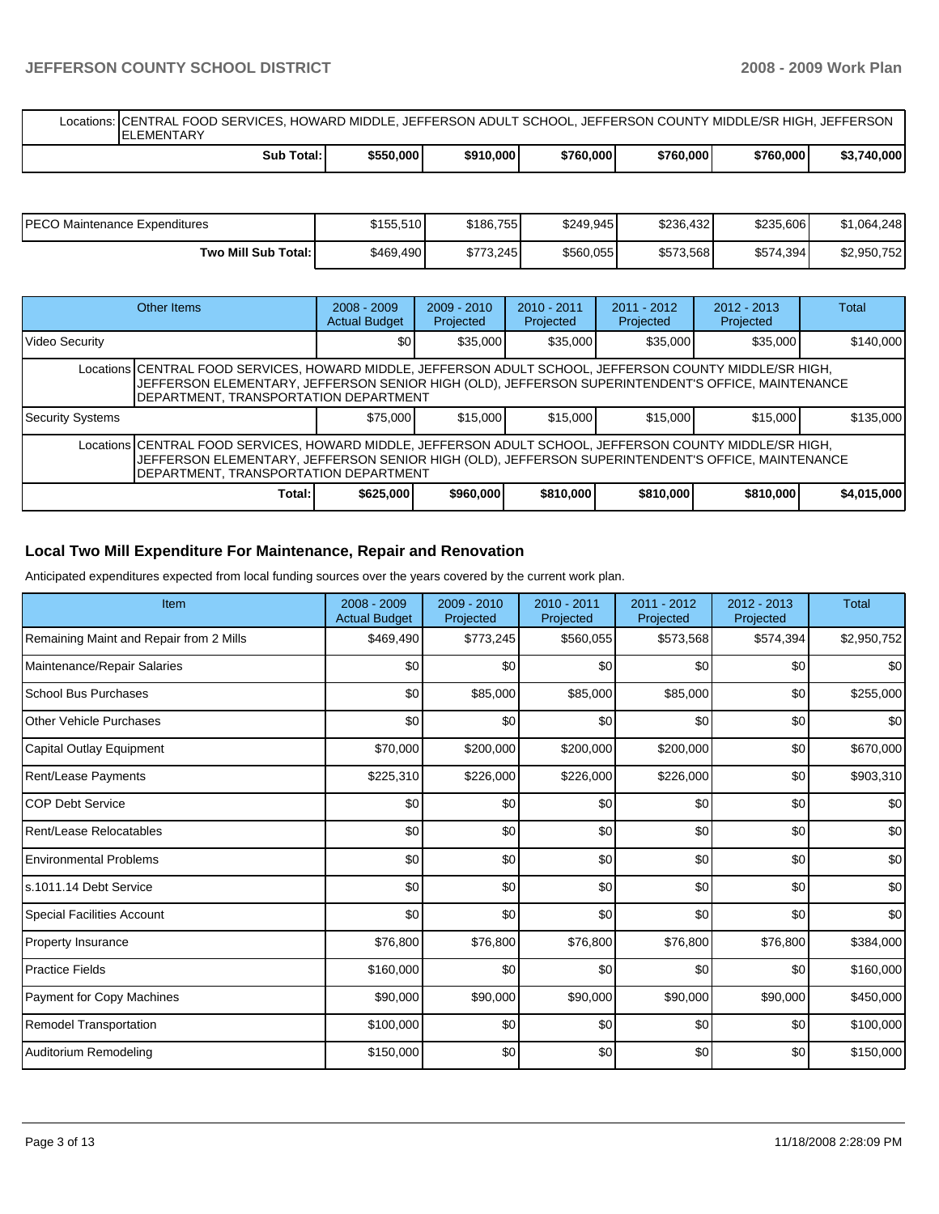| | | | | | | |
|---|---|---|---|---|---|---|
| Locations: | CENTRAL FOOD SERVICES, HOWARD MIDDLE, JEFFERSON ADULT SCHOOL, JEFFERSON COUNTY MIDDLE/SR HIGH, JEFFERSON ELEMENTARY | | | | | |
| **Sub Total:** | **$550,000** | **$910,000** | **$760,000** | **$760,000** | **$760,000** | **$3,740,000** |

| | | | | | | |
|---|---|---|---|---|---|---|
| PECO Maintenance Expenditures | $155,510 | $186,755 | $249,945 | $236,432 | $235,606 | $1,064,248 |
| **Two Mill Sub Total:** | $469,490 | $773,245 | $560,055 | $573,568 | $574,394 | $2,950,752 |

| Other Items | 2008 - 2009 Actual Budget | 2009 - 2010 Projected | 2010 - 2011 Projected | 2011 - 2012 Projected | 2012 - 2013 Projected | Total |
|---|---|---|---|---|---|---|
| Video Security | $0 | $35,000 | $35,000 | $35,000 | $35,000 | $140,000 |
| Locations CENTRAL FOOD SERVICES, HOWARD MIDDLE, JEFFERSON ADULT SCHOOL, JEFFERSON COUNTY MIDDLE/SR HIGH, JEFFERSON ELEMENTARY, JEFFERSON SENIOR HIGH (OLD), JEFFERSON SUPERINTENDENT'S OFFICE, MAINTENANCE DEPARTMENT, TRANSPORTATION DEPARTMENT | | | | | | |
| Security Systems | $75,000 | $15,000 | $15,000 | $15,000 | $15,000 | $135,000 |
| Locations CENTRAL FOOD SERVICES, HOWARD MIDDLE, JEFFERSON ADULT SCHOOL, JEFFERSON COUNTY MIDDLE/SR HIGH, JEFFERSON ELEMENTARY, JEFFERSON SENIOR HIGH (OLD), JEFFERSON SUPERINTENDENT'S OFFICE, MAINTENANCE DEPARTMENT, TRANSPORTATION DEPARTMENT | | | | | | |
| **Total:** | **$625,000** | **$960,000** | **$810,000** | **$810,000** | **$810,000** | **$4,015,000** |

## Local Two Mill Expenditure For Maintenance, Repair and Renovation

Anticipated expenditures expected from local funding sources over the years covered by the current work plan.

| Item | 2008 - 2009 Actual Budget | 2009 - 2010 Projected | 2010 - 2011 Projected | 2011 - 2012 Projected | 2012 - 2013 Projected | Total |
|---|---|---|---|---|---|---|
| Remaining Maint and Repair from 2 Mills | $469,490 | $773,245 | $560,055 | $573,568 | $574,394 | $2,950,752 |
| Maintenance/Repair Salaries | $0 | $0 | $0 | $0 | $0 | $0 |
| School Bus Purchases | $0 | $85,000 | $85,000 | $85,000 | $0 | $255,000 |
| Other Vehicle Purchases | $0 | $0 | $0 | $0 | $0 | $0 |
| Capital Outlay Equipment | $70,000 | $200,000 | $200,000 | $200,000 | $0 | $670,000 |
| Rent/Lease Payments | $225,310 | $226,000 | $226,000 | $226,000 | $0 | $903,310 |
| COP Debt Service | $0 | $0 | $0 | $0 | $0 | $0 |
| Rent/Lease Relocatables | $0 | $0 | $0 | $0 | $0 | $0 |
| Environmental Problems | $0 | $0 | $0 | $0 | $0 | $0 |
| s.1011.14 Debt Service | $0 | $0 | $0 | $0 | $0 | $0 |
| Special Facilities Account | $0 | $0 | $0 | $0 | $0 | $0 |
| Property Insurance | $76,800 | $76,800 | $76,800 | $76,800 | $76,800 | $384,000 |
| Practice Fields | $160,000 | $0 | $0 | $0 | $0 | $160,000 |
| Payment for Copy Machines | $90,000 | $90,000 | $90,000 | $90,000 | $90,000 | $450,000 |
| Remodel Transportation | $100,000 | $0 | $0 | $0 | $0 | $100,000 |
| Auditorium Remodeling | $150,000 | $0 | $0 | $0 | $0 | $150,000 |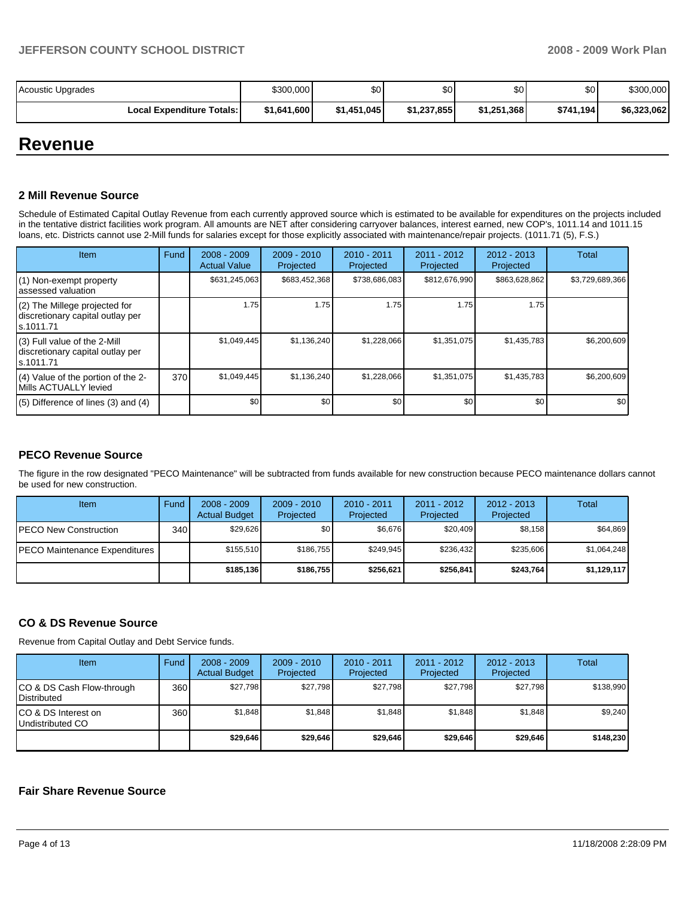| Acoustic Upgrades | $300,000 | $0 | $0 | $0 | $0 | $300,000 |
|---|---|---|---|---|---|---|
| **Local Expenditure Totals:** | **$1,641,600** | **$1,451,045** | **$1,237,855** | **$1,251,368** | **$741,194** | **$6,323,062** |

# Revenue

### 2 Mill Revenue Source

Schedule of Estimated Capital Outlay Revenue from each currently approved source which is estimated to be available for expenditures on the projects included in the tentative district facilities work program. All amounts are NET after considering carryover balances, interest earned, new COP's, 1011.14 and 1011.15 loans, etc. Districts cannot use 2-Mill funds for salaries except for those explicitly associated with maintenance/repair projects. (1011.71 (5), F.S.)

| Item | Fund | 2008 - 2009 Actual Value | 2009 - 2010 Projected | 2010 - 2011 Projected | 2011 - 2012 Projected | 2012 - 2013 Projected | Total |
|---|---|---|---|---|---|---|---|
| (1) Non-exempt property assessed valuation | | $631,245,063 | $683,452,368 | $738,686,083 | $812,676,990 | $863,628,862 | $3,729,689,366 |
| (2) The Millege projected for discretionary capital outlay per s.1011.71 | | 1.75 | 1.75 | 1.75 | 1.75 | 1.75 | |
| (3) Full value of the 2-Mill discretionary capital outlay per s.1011.71 | | $1,049,445 | $1,136,240 | $1,228,066 | $1,351,075 | $1,435,783 | $6,200,609 |
| (4) Value of the portion of the 2-Mills ACTUALLY levied | 370 | $1,049,445 | $1,136,240 | $1,228,066 | $1,351,075 | $1,435,783 | $6,200,609 |
| (5) Difference of lines (3) and (4) | | $0 | $0 | $0 | $0 | $0 | $0 |

### PECO Revenue Source

The figure in the row designated "PECO Maintenance" will be subtracted from funds available for new construction because PECO maintenance dollars cannot be used for new construction.

| Item | Fund | 2008 - 2009 Actual Budget | 2009 - 2010 Projected | 2010 - 2011 Projected | 2011 - 2012 Projected | 2012 - 2013 Projected | Total |
|---|---|---|---|---|---|---|---|
| PECO New Construction | 340 | $29,626 | $0 | $6,676 | $20,409 | $8,158 | $64,869 |
| PECO Maintenance Expenditures | | $155,510 | $186,755 | $249,945 | $236,432 | $235,606 | $1,064,248 |
| | | **$185,136** | **$186,755** | **$256,621** | **$256,841** | **$243,764** | **$1,129,117** |

### CO & DS Revenue Source

Revenue from Capital Outlay and Debt Service funds.

| Item | Fund | 2008 - 2009 Actual Budget | 2009 - 2010 Projected | 2010 - 2011 Projected | 2011 - 2012 Projected | 2012 - 2013 Projected | Total |
|---|---|---|---|---|---|---|---|
| CO & DS Cash Flow-through Distributed | 360 | $27,798 | $27,798 | $27,798 | $27,798 | $27,798 | $138,990 |
| CO & DS Interest on Undistributed CO | 360 | $1,848 | $1,848 | $1,848 | $1,848 | $1,848 | $9,240 |
| | | **$29,646** | **$29,646** | **$29,646** | **$29,646** | **$29,646** | **$148,230** |

### Fair Share Revenue Source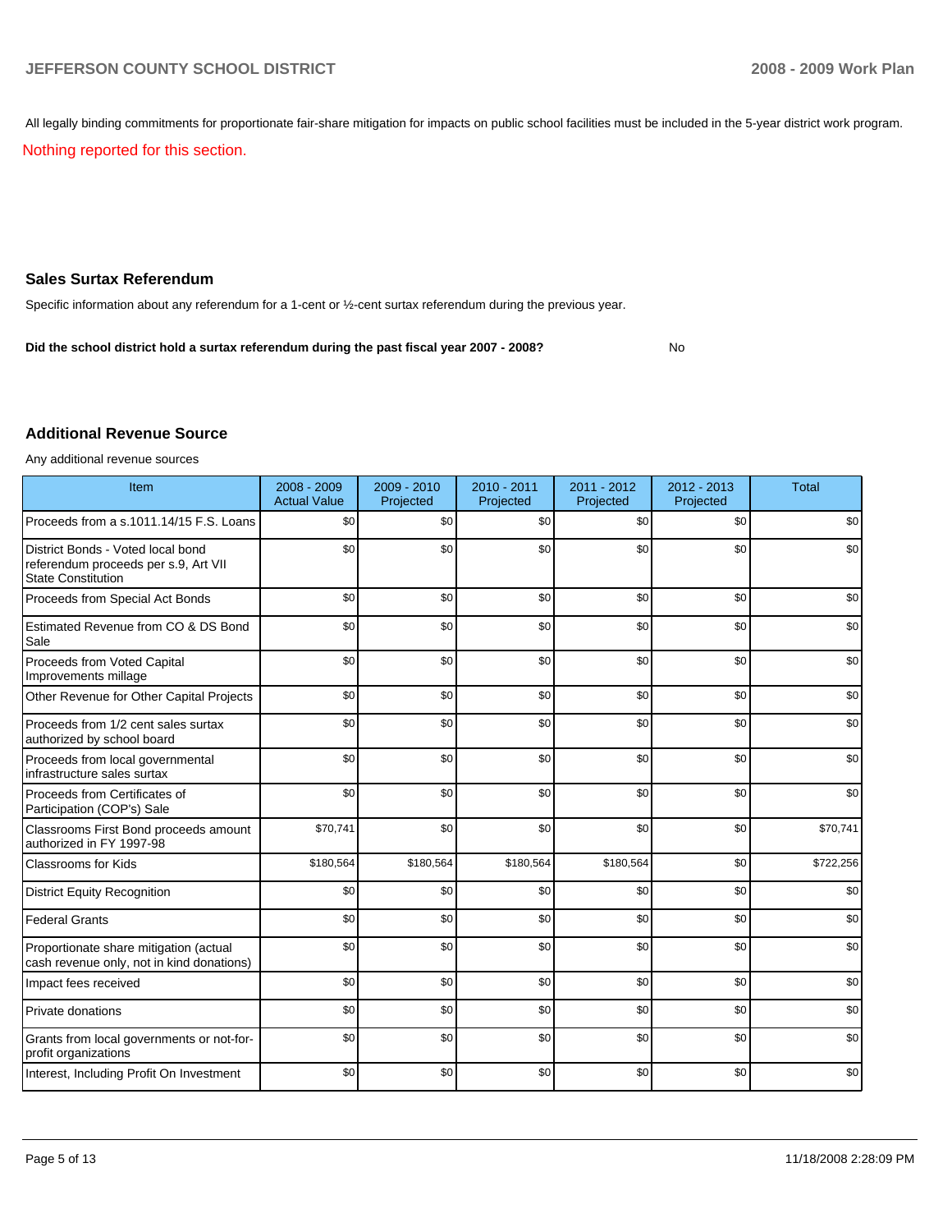All legally binding commitments for proportionate fair-share mitigation for impacts on public school facilities must be included in the 5-year district work program.

Nothing reported for this section.

## Sales Surtax Referendum

Specific information about any referendum for a 1-cent or ½-cent surtax referendum during the previous year.

**Did the school district hold a surtax referendum during the past fiscal year 2007 - 2008?** No

## Additional Revenue Source

Any additional revenue sources

| Item | 2008 - 2009 Actual Value | 2009 - 2010 Projected | 2010 - 2011 Projected | 2011 - 2012 Projected | 2012 - 2013 Projected | Total |
|---|---|---|---|---|---|---|
| Proceeds from a s.1011.14/15 F.S. Loans | $0 | $0 | $0 | $0 | $0 | $0 |
| District Bonds - Voted local bond referendum proceeds per s.9, Art VII State Constitution | $0 | $0 | $0 | $0 | $0 | $0 |
| Proceeds from Special Act Bonds | $0 | $0 | $0 | $0 | $0 | $0 |
| Estimated Revenue from CO & DS Bond Sale | $0 | $0 | $0 | $0 | $0 | $0 |
| Proceeds from Voted Capital Improvements millage | $0 | $0 | $0 | $0 | $0 | $0 |
| Other Revenue for Other Capital Projects | $0 | $0 | $0 | $0 | $0 | $0 |
| Proceeds from 1/2 cent sales surtax authorized by school board | $0 | $0 | $0 | $0 | $0 | $0 |
| Proceeds from local governmental infrastructure sales surtax | $0 | $0 | $0 | $0 | $0 | $0 |
| Proceeds from Certificates of Participation (COP's) Sale | $0 | $0 | $0 | $0 | $0 | $0 |
| Classrooms First Bond proceeds amount authorized in FY 1997-98 | $70,741 | $0 | $0 | $0 | $0 | $70,741 |
| Classrooms for Kids | $180,564 | $180,564 | $180,564 | $180,564 | $0 | $722,256 |
| District Equity Recognition | $0 | $0 | $0 | $0 | $0 | $0 |
| Federal Grants | $0 | $0 | $0 | $0 | $0 | $0 |
| Proportionate share mitigation (actual cash revenue only, not in kind donations) | $0 | $0 | $0 | $0 | $0 | $0 |
| Impact fees received | $0 | $0 | $0 | $0 | $0 | $0 |
| Private donations | $0 | $0 | $0 | $0 | $0 | $0 |
| Grants from local governments or not-for-profit organizations | $0 | $0 | $0 | $0 | $0 | $0 |
| Interest, Including Profit On Investment | $0 | $0 | $0 | $0 | $0 | $0 |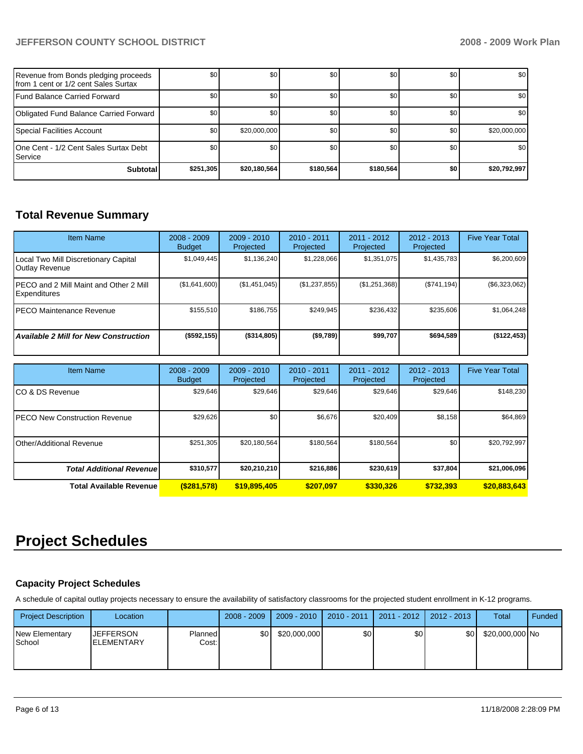| | | | | | | |
|---|---|---|---|---|---|---|
| Revenue from Bonds pledging proceeds from 1 cent or 1/2 cent Sales Surtax | $0 | $0 | $0 | $0 | $0 | $0 |
| Fund Balance Carried Forward | $0 | $0 | $0 | $0 | $0 | $0 |
| Obligated Fund Balance Carried Forward | $0 | $0 | $0 | $0 | $0 | $0 |
| Special Facilities Account | $0 | $20,000,000 | $0 | $0 | $0 | $20,000,000 |
| One Cent - 1/2 Cent Sales Surtax Debt Service | $0 | $0 | $0 | $0 | $0 | $0 |
| **Subtotal** | **$251,305** | **$20,180,564** | **$180,564** | **$180,564** | **$0** | **$20,792,997** |

## Total Revenue Summary

| Item Name | 2008 - 2009 Budget | 2009 - 2010 Projected | 2010 - 2011 Projected | 2011 - 2012 Projected | 2012 - 2013 Projected | Five Year Total |
|---|---|---|---|---|---|---|
| Local Two Mill Discretionary Capital Outlay Revenue | $1,049,445 | $1,136,240 | $1,228,066 | $1,351,075 | $1,435,783 | $6,200,609 |
| PECO and 2 Mill Maint and Other 2 Mill Expenditures | ($1,641,600) | ($1,451,045) | ($1,237,855) | ($1,251,368) | ($741,194) | ($6,323,062) |
| PECO Maintenance Revenue | $155,510 | $186,755 | $249,945 | $236,432 | $235,606 | $1,064,248 |
| ***Available 2 Mill for New Construction*** | **($592,155)** | **($314,805)** | **($9,789)** | **$99,707** | **$694,589** | **($122,453)** |

| Item Name | 2008 - 2009 Budget | 2009 - 2010 Projected | 2010 - 2011 Projected | 2011 - 2012 Projected | 2012 - 2013 Projected | Five Year Total |
|---|---|---|---|---|---|---|
| CO & DS Revenue | $29,646 | $29,646 | $29,646 | $29,646 | $29,646 | $148,230 |
| PECO New Construction Revenue | $29,626 | $0 | $6,676 | $20,409 | $8,158 | $64,869 |
| Other/Additional Revenue | $251,305 | $20,180,564 | $180,564 | $180,564 | $0 | $20,792,997 |
| ***Total Additional Revenue*** | **$310,577** | **$20,210,210** | **$216,886** | **$230,619** | **$37,804** | **$21,006,096** |
| **Total Available Revenue** | **($281,578)** | **$19,895,405** | **$207,097** | **$330,326** | **$732,393** | **$20,883,643** |

# Project Schedules

### Capacity Project Schedules

A schedule of capital outlay projects necessary to ensure the availability of satisfactory classrooms for the projected student enrollment in K-12 programs.

| Project Description | Location | | 2008 - 2009 | 2009 - 2010 | 2010 - 2011 | 2011 - 2012 | 2012 - 2013 | Total | Funded |
|---|---|---|---|---|---|---|---|---|---|
| New Elementary School | JEFFERSON ELEMENTARY | Planned Cost: | $0 | $20,000,000 | $0 | $0 | $0 | $20,000,000 | No |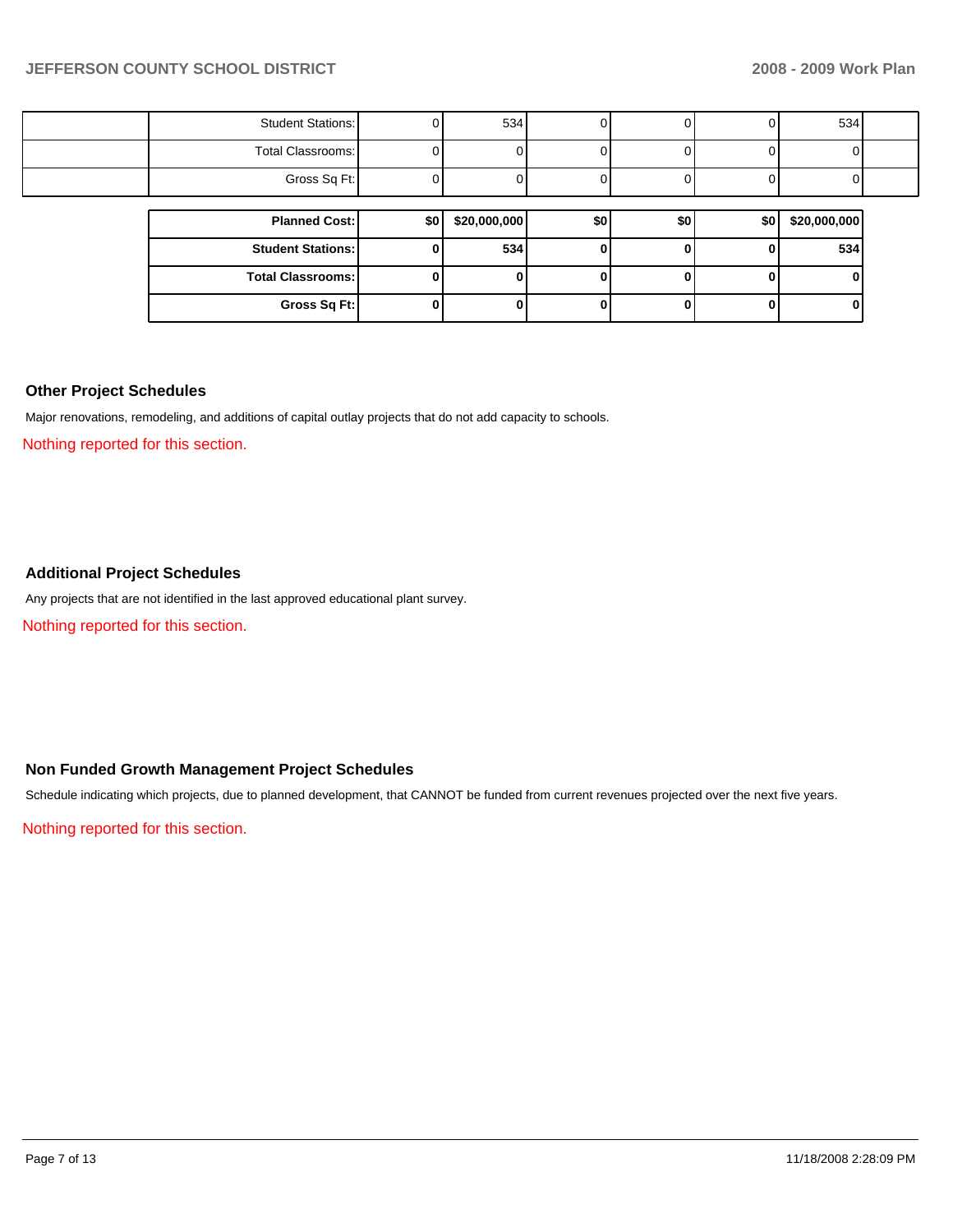| | | | | | | | | |
|---|---|---|---|---|---|---|---|---|
| | Student Stations: | 0 | 534 | 0 | 0 | 0 | 534 | |
| | Total Classrooms: | 0 | 0 | 0 | 0 | 0 | 0 | |
| | Gross Sq Ft: | 0 | 0 | 0 | 0 | 0 | 0 | |

| | | | | | | |
|---|---|---|---|---|---|---|
| **Planned Cost:** | **$0** | **$20,000,000** | **$0** | **$0** | **$0** | **$20,000,000** |
| **Student Stations:** | **0** | **534** | **0** | **0** | **0** | **534** |
| **Total Classrooms:** | **0** | **0** | **0** | **0** | **0** | **0** |
| **Gross Sq Ft:** | **0** | **0** | **0** | **0** | **0** | **0** |

## Other Project Schedules

Major renovations, remodeling, and additions of capital outlay projects that do not add capacity to schools.

Nothing reported for this section.

## Additional Project Schedules

Any projects that are not identified in the last approved educational plant survey.

Nothing reported for this section.

## Non Funded Growth Management Project Schedules

Schedule indicating which projects, due to planned development, that CANNOT be funded from current revenues projected over the next five years.

Nothing reported for this section.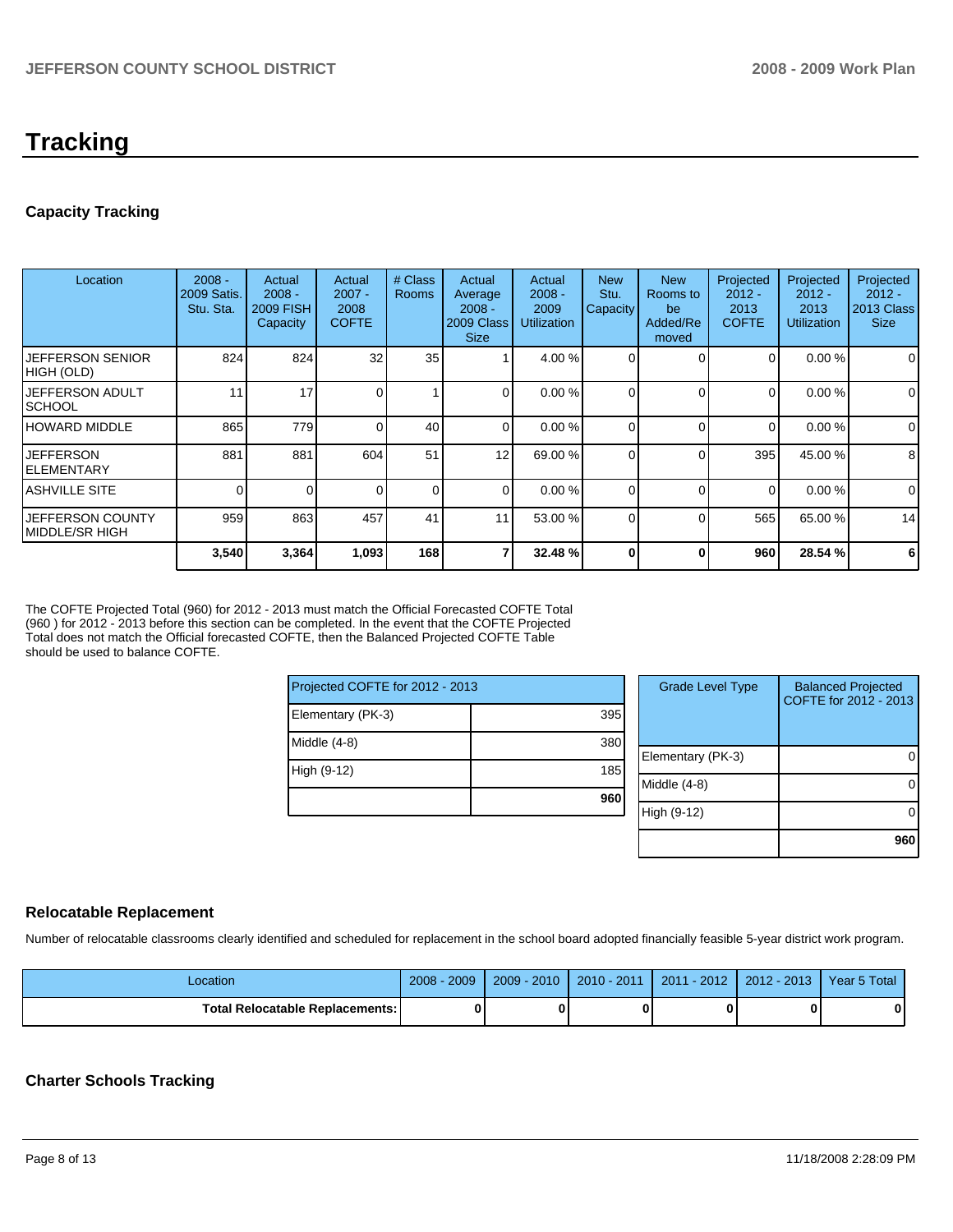# Tracking

## Capacity Tracking

| Location | 2008 - 2009 Satis. Stu. Sta. | Actual 2008 - 2009 FISH Capacity | Actual 2007 - 2008 COFTE | # Class Rooms | Actual Average 2008 - 2009 Class Size | Actual 2008 - 2009 Utilization | New Stu. Capacity | New Rooms to be Added/Removed | Projected 2012 - 2013 COFTE | Projected 2012 - 2013 Utilization | Projected 2012 - 2013 Class Size |
|---|---|---|---|---|---|---|---|---|---|---|---|
| JEFFERSON SENIOR HIGH (OLD) | 824 | 824 | 32 | 35 | 1 | 4.00 % | 0 | 0 | 0 | 0.00 % | 0 |
| JEFFERSON ADULT SCHOOL | 11 | 17 | 0 | 1 | 0 | 0.00 % | 0 | 0 | 0 | 0.00 % | 0 |
| HOWARD MIDDLE | 865 | 779 | 0 | 40 | 0 | 0.00 % | 0 | 0 | 0 | 0.00 % | 0 |
| JEFFERSON ELEMENTARY | 881 | 881 | 604 | 51 | 12 | 69.00 % | 0 | 0 | 395 | 45.00 % | 8 |
| ASHVILLE SITE | 0 | 0 | 0 | 0 | 0 | 0.00 % | 0 | 0 | 0 | 0.00 % | 0 |
| JEFFERSON COUNTY MIDDLE/SR HIGH | 959 | 863 | 457 | 41 | 11 | 53.00 % | 0 | 0 | 565 | 65.00 % | 14 |
| | **3,540** | **3,364** | **1,093** | **168** | **7** | **32.48 %** | **0** | **0** | **960** | **28.54 %** | **6** |

The COFTE Projected Total (960) for 2012 - 2013 must match the Official Forecasted COFTE Total (960 ) for 2012 - 2013 before this section can be completed. In the event that the COFTE Projected Total does not match the Official forecasted COFTE, then the Balanced Projected COFTE Table should be used to balance COFTE.

| Projected COFTE for 2012 - 2013 | |
|---|---|
| Elementary (PK-3) | 395 |
| Middle (4-8) | 380 |
| High (9-12) | 185 |
| | **960** |

| Grade Level Type | Balanced Projected COFTE for 2012 - 2013 |
|---|---|
| Elementary (PK-3) | 0 |
| Middle (4-8) | 0 |
| High (9-12) | 0 |
| | **960** |

## Relocatable Replacement

Number of relocatable classrooms clearly identified and scheduled for replacement in the school board adopted financially feasible 5-year district work program.

| Location | 2008 - 2009 | 2009 - 2010 | 2010 - 2011 | 2011 - 2012 | 2012 - 2013 | Year 5 Total |
|---|---|---|---|---|---|---|
| **Total Relocatable Replacements:** | **0** | **0** | **0** | **0** | **0** | **0** |

## Charter Schools Tracking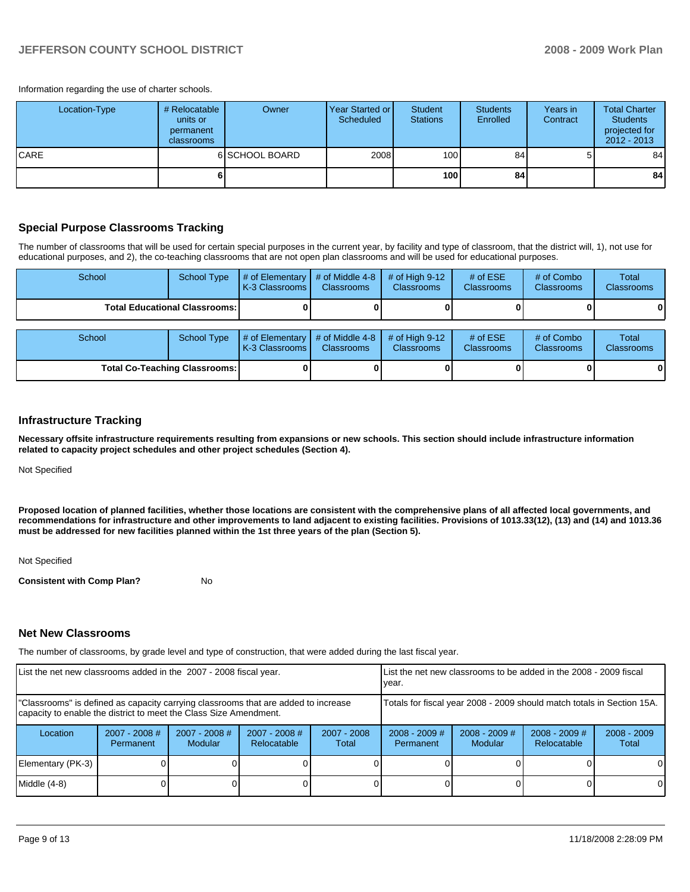Information regarding the use of charter schools.

| Location-Type | # Relocatable units or permanent classrooms | Owner | Year Started or Scheduled | Student Stations | Students Enrolled | Years in Contract | Total Charter Students projected for 2012 - 2013 |
|---|---|---|---|---|---|---|---|
| CARE | 6 | SCHOOL BOARD | 2008 | 100 | 84 | 5 | 84 |
| | 6 | | | 100 | 84 | | 84 |

## Special Purpose Classrooms Tracking

The number of classrooms that will be used for certain special purposes in the current year, by facility and type of classroom, that the district will, 1), not use for educational purposes, and 2), the co-teaching classrooms that are not open plan classrooms and will be used for educational purposes.

| School | School Type | # of Elementary K-3 Classrooms | # of Middle 4-8 Classrooms | # of High 9-12 Classrooms | # of ESE Classrooms | # of Combo Classrooms | Total Classrooms |
|---|---|---|---|---|---|---|---|
| **Total Educational Classrooms:** | | 0 | 0 | 0 | 0 | 0 | 0 |

| School | School Type | # of Elementary K-3 Classrooms | # of Middle 4-8 Classrooms | # of High 9-12 Classrooms | # of ESE Classrooms | # of Combo Classrooms | Total Classrooms |
|---|---|---|---|---|---|---|---|
| **Total Co-Teaching Classrooms:** | | 0 | 0 | 0 | 0 | 0 | 0 |

## Infrastructure Tracking

**Necessary offsite infrastructure requirements resulting from expansions or new schools. This section should include infrastructure information related to capacity project schedules and other project schedules (Section 4).**

Not Specified

**Proposed location of planned facilities, whether those locations are consistent with the comprehensive plans of all affected local governments, and recommendations for infrastructure and other improvements to land adjacent to existing facilities. Provisions of 1013.33(12), (13) and (14) and 1013.36 must be addressed for new facilities planned within the 1st three years of the plan (Section 5).**

Not Specified

**Consistent with Comp Plan?** No

## Net New Classrooms

The number of classrooms, by grade level and type of construction, that were added during the last fiscal year.

| List the net new classrooms added in the 2007 - 2008 fiscal year. | | | | | List the net new classrooms to be added in the 2008 - 2009 fiscal year. | | | |
|---|---|---|---|---|---|---|---|---|
| "Classrooms" is defined as capacity carrying classrooms that are added to increase capacity to enable the district to meet the Class Size Amendment. | | | | | Totals for fiscal year 2008 - 2009 should match totals in Section 15A. | | | |
| Location | 2007 - 2008 # Permanent | 2007 - 2008 # Modular | 2007 - 2008 # Relocatable | 2007 - 2008 Total | 2008 - 2009 # Permanent | 2008 - 2009 # Modular | 2008 - 2009 # Relocatable | 2008 - 2009 Total |
| Elementary (PK-3) | 0 | 0 | 0 | 0 | 0 | 0 | 0 | 0 |
| Middle (4-8) | 0 | 0 | 0 | 0 | 0 | 0 | 0 | 0 |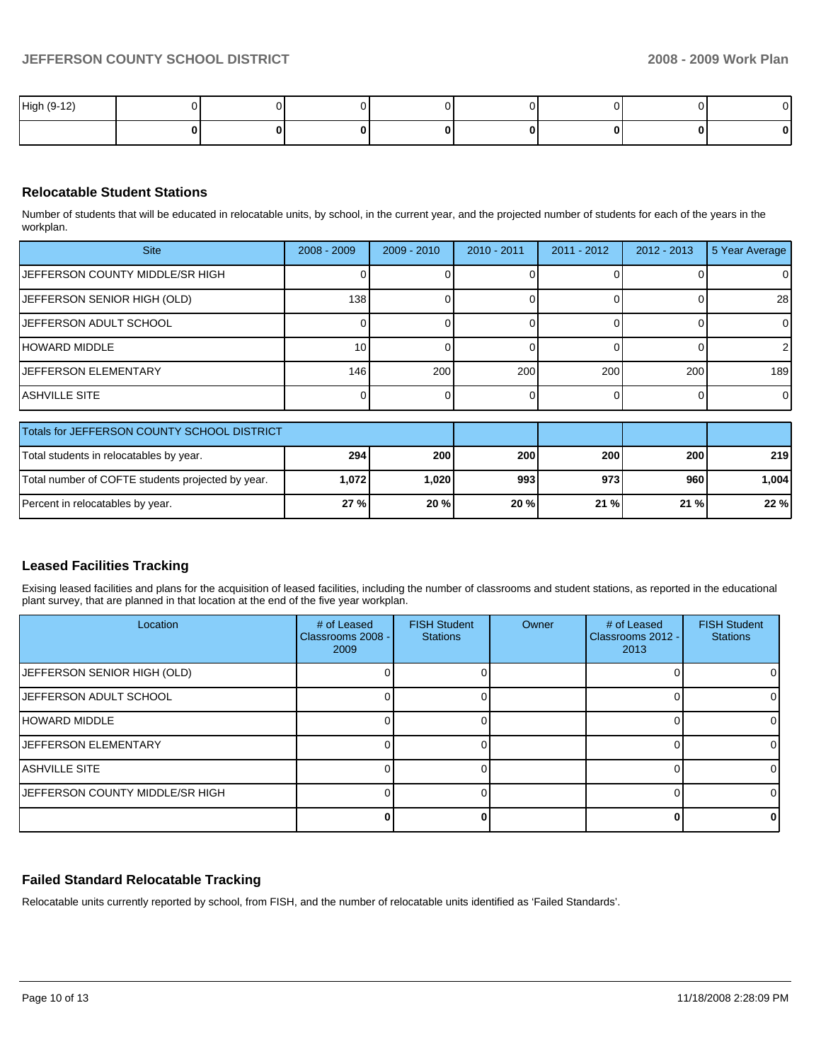| High (9-12) | 0 | 0 | 0 | 0 | 0 | 0 | 0 | 0 |
|---|---|---|---|---|---|---|---|---|
| | **0** | **0** | **0** | **0** | **0** | **0** | **0** | **0** |

## Relocatable Student Stations

Number of students that will be educated in relocatable units, by school, in the current year, and the projected number of students for each of the years in the workplan.

| Site | 2008 - 2009 | 2009 - 2010 | 2010 - 2011 | 2011 - 2012 | 2012 - 2013 | 5 Year Average |
|---|---|---|---|---|---|---|
| JEFFERSON COUNTY MIDDLE/SR HIGH | 0 | 0 | 0 | 0 | 0 | 0 |
| JEFFERSON SENIOR HIGH (OLD) | 138 | 0 | 0 | 0 | 0 | 28 |
| JEFFERSON ADULT SCHOOL | 0 | 0 | 0 | 0 | 0 | 0 |
| HOWARD MIDDLE | 10 | 0 | 0 | 0 | 0 | 2 |
| JEFFERSON ELEMENTARY | 146 | 200 | 200 | 200 | 200 | 189 |
| ASHVILLE SITE | 0 | 0 | 0 | 0 | 0 | 0 |

| Totals for JEFFERSON COUNTY SCHOOL DISTRICT | | | | | | |
|---|---|---|---|---|---|---|
| Total students in relocatables by year. | **294** | **200** | **200** | **200** | **200** | **219** |
| Total number of COFTE students projected by year. | **1,072** | **1,020** | **993** | **973** | **960** | **1,004** |
| Percent in relocatables by year. | **27 %** | **20 %** | **20 %** | **21 %** | **21 %** | **22 %** |

## Leased Facilities Tracking

Exising leased facilities and plans for the acquisition of leased facilities, including the number of classrooms and student stations, as reported in the educational plant survey, that are planned in that location at the end of the five year workplan.

| Location | # of Leased Classrooms 2008 - 2009 | FISH Student Stations | Owner | # of Leased Classrooms 2012 - 2013 | FISH Student Stations |
|---|---|---|---|---|---|
| JEFFERSON SENIOR HIGH (OLD) | 0 | 0 | | 0 | 0 |
| JEFFERSON ADULT SCHOOL | 0 | 0 | | 0 | 0 |
| HOWARD MIDDLE | 0 | 0 | | 0 | 0 |
| JEFFERSON ELEMENTARY | 0 | 0 | | 0 | 0 |
| ASHVILLE SITE | 0 | 0 | | 0 | 0 |
| JEFFERSON COUNTY MIDDLE/SR HIGH | 0 | 0 | | 0 | 0 |
| | **0** | **0** | | **0** | **0** |

## Failed Standard Relocatable Tracking

Relocatable units currently reported by school, from FISH, and the number of relocatable units identified as 'Failed Standards'.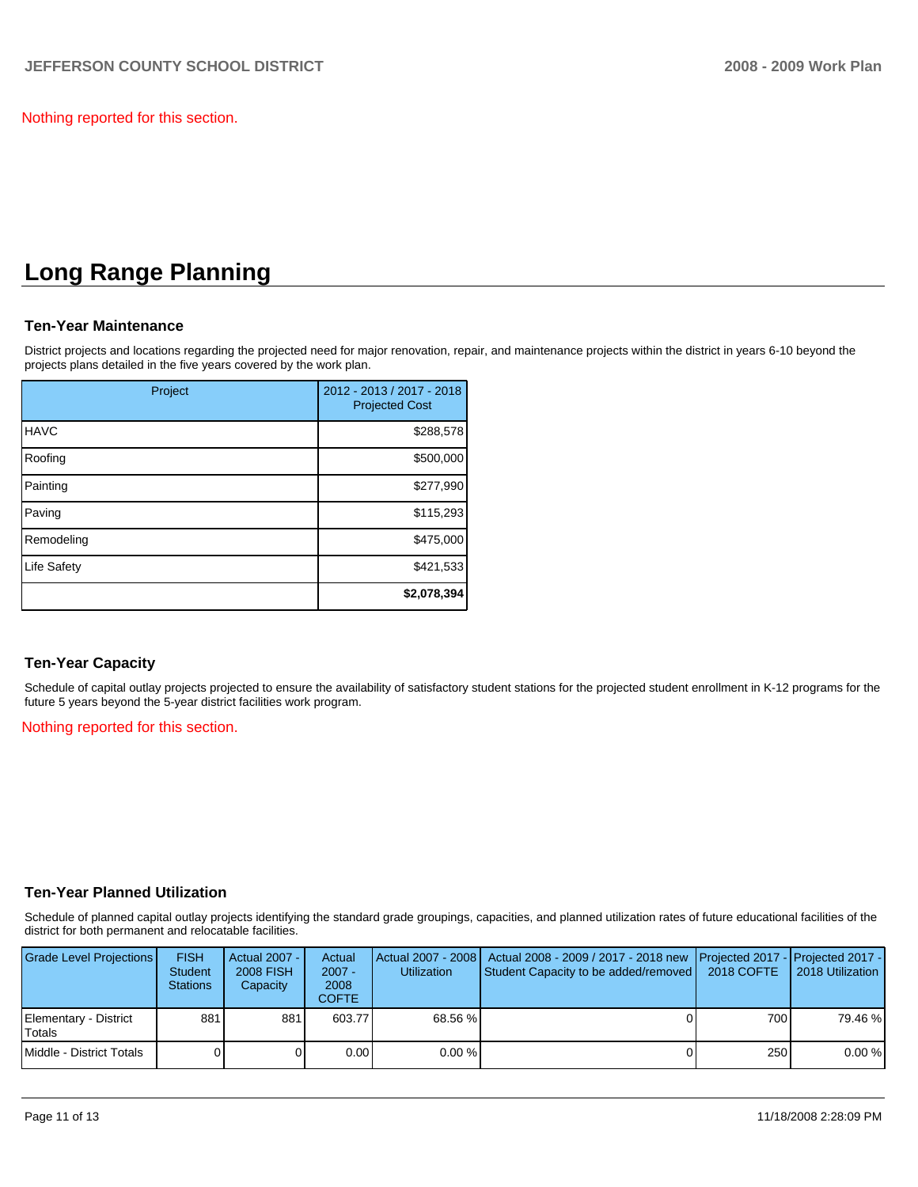Nothing reported for this section.

# Long Range Planning

### Ten-Year Maintenance

District projects and locations regarding the projected need for major renovation, repair, and maintenance projects within the district in years 6-10 beyond the projects plans detailed in the five years covered by the work plan.

| Project | 2012 - 2013 / 2017 - 2018 Projected Cost |
|---|---|
| HAVC | $288,578 |
| Roofing | $500,000 |
| Painting | $277,990 |
| Paving | $115,293 |
| Remodeling | $475,000 |
| Life Safety | $421,533 |
| | **$2,078,394** |

### Ten-Year Capacity

Schedule of capital outlay projects projected to ensure the availability of satisfactory student stations for the projected student enrollment in K-12 programs for the future 5 years beyond the 5-year district facilities work program.

Nothing reported for this section.

### Ten-Year Planned Utilization

Schedule of planned capital outlay projects identifying the standard grade groupings, capacities, and planned utilization rates of future educational facilities of the district for both permanent and relocatable facilities.

| Grade Level Projections | FISH Student Stations | Actual 2007 - 2008 FISH Capacity | Actual 2007 - 2008 COFTE | Actual 2007 - 2008 Utilization | Actual 2008 - 2009 / 2017 - 2018 new Student Capacity to be added/removed | Projected 2017 - 2018 COFTE | Projected 2017 - 2018 Utilization |
|---|---|---|---|---|---|---|---|
| Elementary - District Totals | 881 | 881 | 603.77 | 68.56 % | 0 | 700 | 79.46 % |
| Middle - District Totals | 0 | 0 | 0.00 | 0.00 % | 0 | 250 | 0.00 % |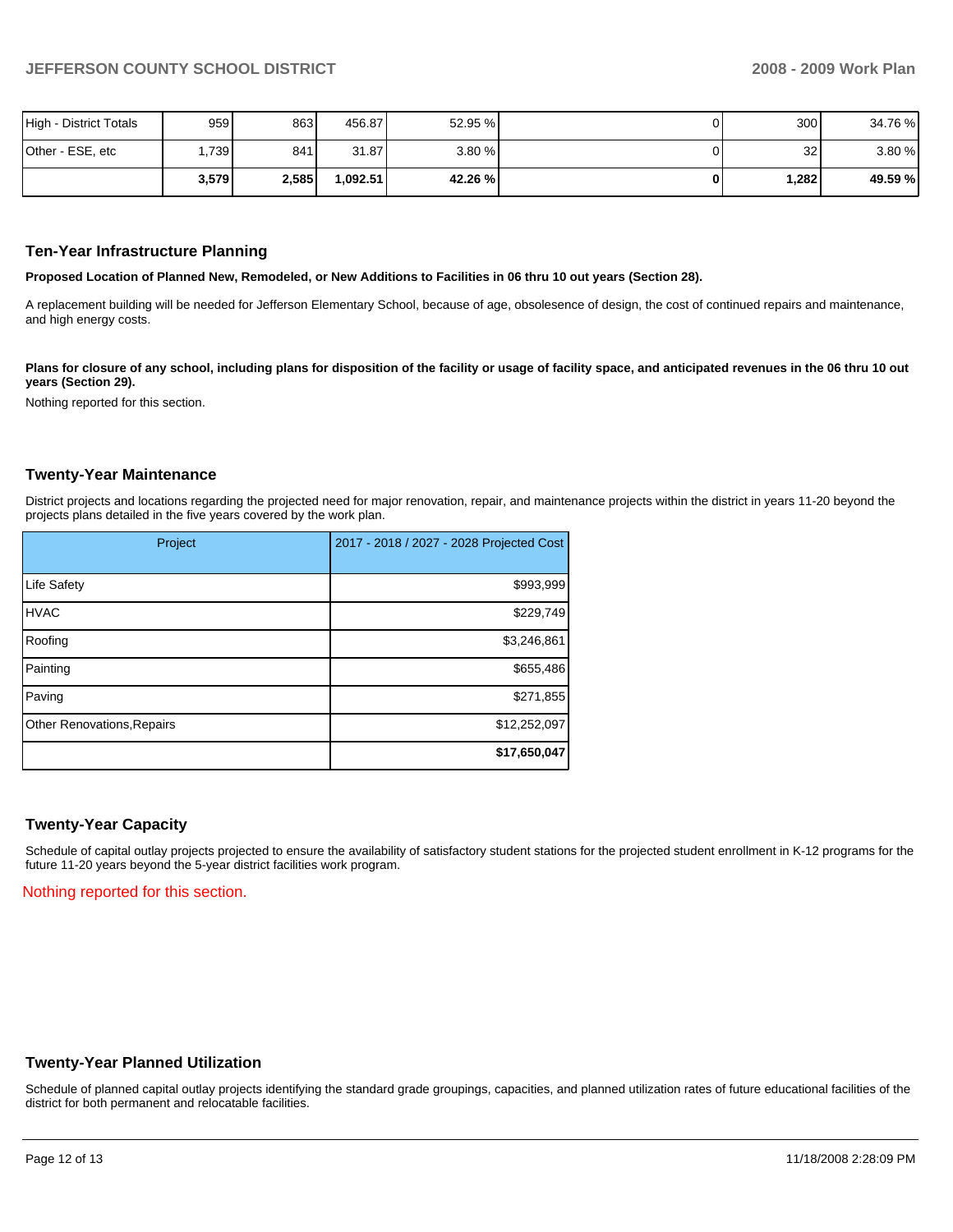| | | | | | | | |
|---|---|---|---|---|---|---|---|
| High - District Totals | 959 | 863 | 456.87 | 52.95 % | 0 | 300 | 34.76 % |
| Other - ESE, etc | 1,739 | 841 | 31.87 | 3.80 % | 0 | 32 | 3.80 % |
| | **3,579** | **2,585** | **1,092.51** | **42.26 %** | **0** | **1,282** | **49.59 %** |

## Ten-Year Infrastructure Planning

**Proposed Location of Planned New, Remodeled, or New Additions to Facilities in 06 thru 10 out years (Section 28).**

A replacement building will be needed for Jefferson Elementary School, because of age, obsolesence of design, the cost of continued repairs and maintenance, and high energy costs.

**Plans for closure of any school, including plans for disposition of the facility or usage of facility space, and anticipated revenues in the 06 thru 10 out years (Section 29).**

Nothing reported for this section.

## Twenty-Year Maintenance

District projects and locations regarding the projected need for major renovation, repair, and maintenance projects within the district in years 11-20 beyond the projects plans detailed in the five years covered by the work plan.

| Project | 2017 - 2018 / 2027 - 2028 Projected Cost |
|---|---|
| Life Safety | $993,999 |
| HVAC | $229,749 |
| Roofing | $3,246,861 |
| Painting | $655,486 |
| Paving | $271,855 |
| Other Renovations,Repairs | $12,252,097 |
| | **$17,650,047** |

## Twenty-Year Capacity

Schedule of capital outlay projects projected to ensure the availability of satisfactory student stations for the projected student enrollment in K-12 programs for the future 11-20 years beyond the 5-year district facilities work program.

Nothing reported for this section.

## Twenty-Year Planned Utilization

Schedule of planned capital outlay projects identifying the standard grade groupings, capacities, and planned utilization rates of future educational facilities of the district for both permanent and relocatable facilities.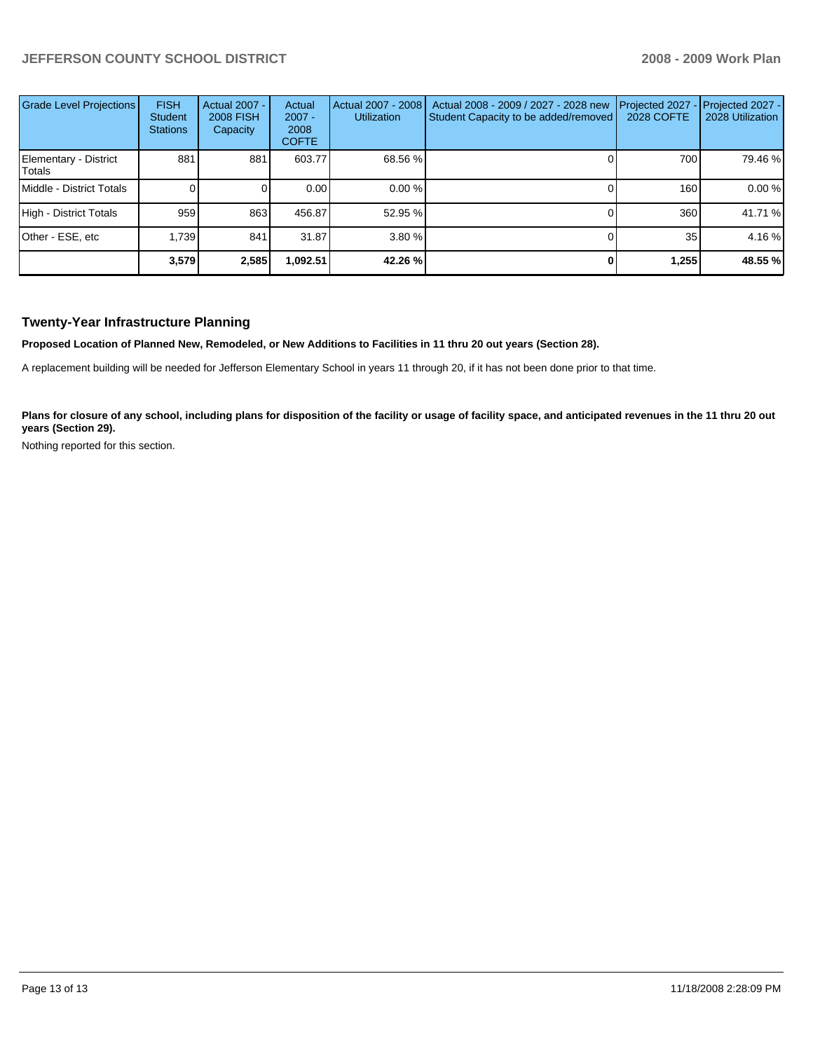| Grade Level Projections | FISH Student Stations | Actual 2007 - 2008 FISH Capacity | Actual 2007 - 2008 COFTE | Actual 2007 - 2008 Utilization | Actual 2008 - 2009 / 2027 - 2028 new Student Capacity to be added/removed | Projected 2027 - 2028 COFTE | Projected 2027 - 2028 Utilization |
|---|---|---|---|---|---|---|---|
| Elementary - District Totals | 881 | 881 | 603.77 | 68.56 % | 0 | 700 | 79.46 % |
| Middle - District Totals | 0 | 0 | 0.00 | 0.00 % | 0 | 160 | 0.00 % |
| High - District Totals | 959 | 863 | 456.87 | 52.95 % | 0 | 360 | 41.71 % |
| Other - ESE, etc | 1,739 | 841 | 31.87 | 3.80 % | 0 | 35 | 4.16 % |
| | **3,579** | **2,585** | **1,092.51** | **42.26 %** | **0** | **1,255** | **48.55 %** |

## Twenty-Year Infrastructure Planning

**Proposed Location of Planned New, Remodeled, or New Additions to Facilities in 11 thru 20 out years (Section 28).**

A replacement building will be needed for Jefferson Elementary School in years 11 through 20, if it has not been done prior to that time.

**Plans for closure of any school, including plans for disposition of the facility or usage of facility space, and anticipated revenues in the 11 thru 20 out years (Section 29).**

Nothing reported for this section.